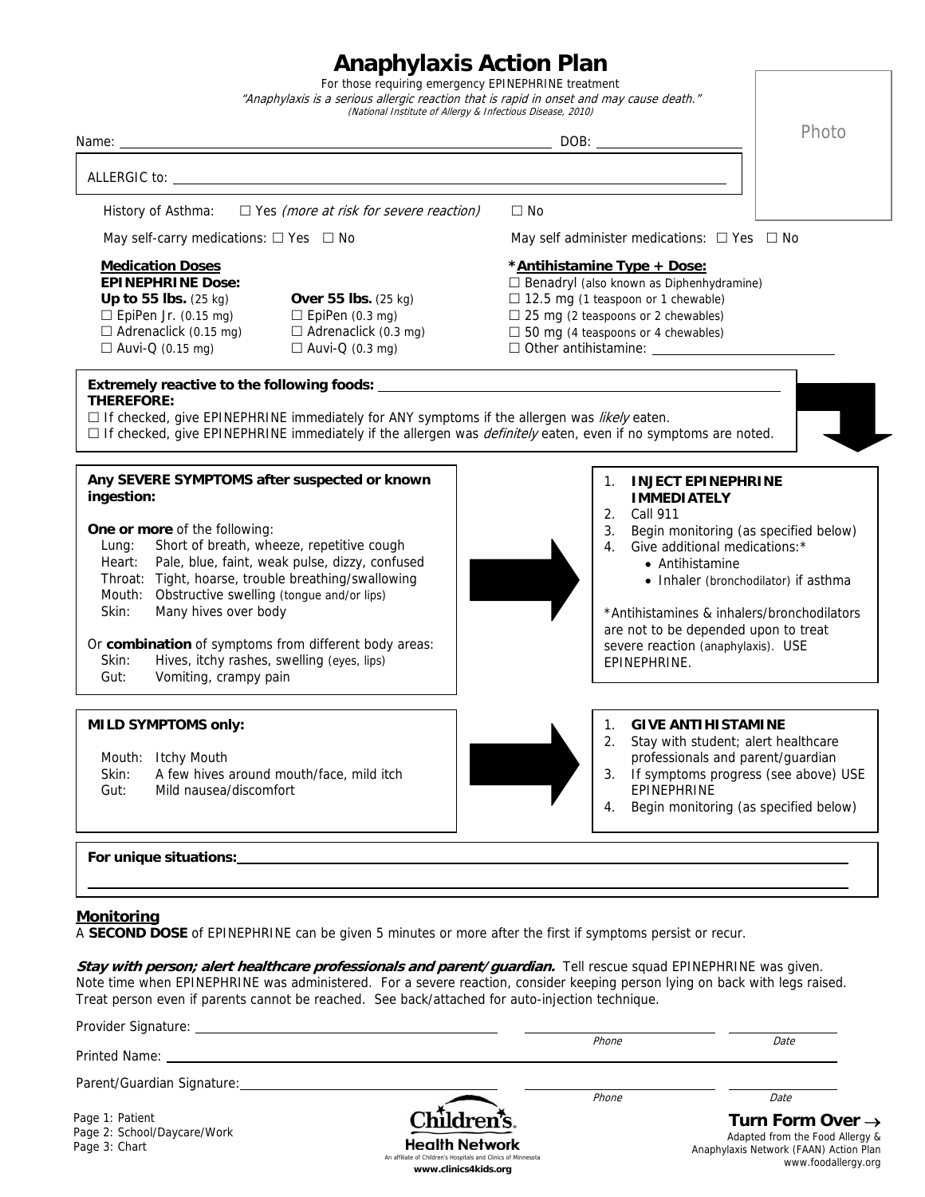# Anaphylaxis Action Plan

For those requiring emergency EPINEPHRINE treatment

*"Anaphylaxis is a serious allergic reaction that is rapid in onset and may cause death."*
*(National Institute of Allergy & Infectious Disease, 2010)*

Photo

Name: ______________________________ DOB: ______________

ALLERGIC to: ______________________________

History of Asthma: ☐ Yes *(more at risk for severe reaction)* ☐ No

May self-carry medications: ☐ Yes ☐ No

May self administer medications: ☐ Yes ☐ No

**Medication Doses**
**EPINEPHRINE Dose:**

| **Up to 55 lbs.** (25 kg) | **Over 55 lbs.** (25 kg) |
|---|---|
| ☐ EpiPen Jr. (0.15 mg) | ☐ EpiPen (0.3 mg) |
| ☐ Adrenaclick (0.15 mg) | ☐ Adrenaclick (0.3 mg) |
| ☐ Auvi-Q (0.15 mg) | ☐ Auvi-Q (0.3 mg) |

**\*Antihistamine Type + Dose:**
☐ Benadryl (also known as Diphenhydramine)
☐ 12.5 mg (1 teaspoon or 1 chewable)
☐ 25 mg (2 teaspoons or 2 chewables)
☐ 50 mg (4 teaspoons or 4 chewables)
☐ Other antihistamine: ______________

**Extremely reactive to the following foods:** ______________________________
**THEREFORE:**
☐ If checked, give EPINEPHRINE immediately for ANY symptoms if the allergen was *likely* eaten.
☐ If checked, give EPINEPHRINE immediately if the allergen was *definitely* eaten, even if no symptoms are noted.

**Any SEVERE SYMPTOMS after suspected or known ingestion:**

**One or more** of the following:
- Lung: Short of breath, wheeze, repetitive cough
- Heart: Pale, blue, faint, weak pulse, dizzy, confused
- Throat: Tight, hoarse, trouble breathing/swallowing
- Mouth: Obstructive swelling (tongue and/or lips)
- Skin: Many hives over body

Or **combination** of symptoms from different body areas:
- Skin: Hives, itchy rashes, swelling (eyes, lips)
- Gut: Vomiting, crampy pain

→

1. **INJECT EPINEPHRINE IMMEDIATELY**
2. Call 911
3. Begin monitoring (as specified below)
4. Give additional medications:*
   - Antihistamine
   - Inhaler (bronchodilator) if asthma

\*Antihistamines & inhalers/bronchodilators are not to be depended upon to treat severe reaction (anaphylaxis). USE EPINEPHRINE.

**MILD SYMPTOMS only:**

- Mouth: Itchy Mouth
- Skin: A few hives around mouth/face, mild itch
- Gut: Mild nausea/discomfort

→

1. **GIVE ANTIHISTAMINE**
2. Stay with student; alert healthcare professionals and parent/guardian
3. If symptoms progress (see above) USE EPINEPHRINE
4. Begin monitoring (as specified below)

**For unique situations:** ______________________________

## Monitoring

A **SECOND DOSE** of EPINEPHRINE can be given 5 minutes or more after the first if symptoms persist or recur.

***Stay with person; alert healthcare professionals and parent/guardian.*** Tell rescue squad EPINEPHRINE was given. Note time when EPINEPHRINE was administered. For a severe reaction, consider keeping person lying on back with legs raised. Treat person even if parents cannot be reached. See back/attached for auto-injection technique.

Provider Signature: ______________________ Phone ____________ Date ____________

Printed Name: ______________________

Parent/Guardian Signature: ______________________ Phone ____________ Date ____________

Page 1: Patient
Page 2: School/Daycare/Work
Page 3: Chart

Children's Health Network
An affiliate of Children's Hospitals and Clinics of Minnesota
www.clinics4kids.org

**Turn Form Over →**

Adapted from the Food Allergy & Anaphylaxis Network (FAAN) Action Plan
www.foodallergy.org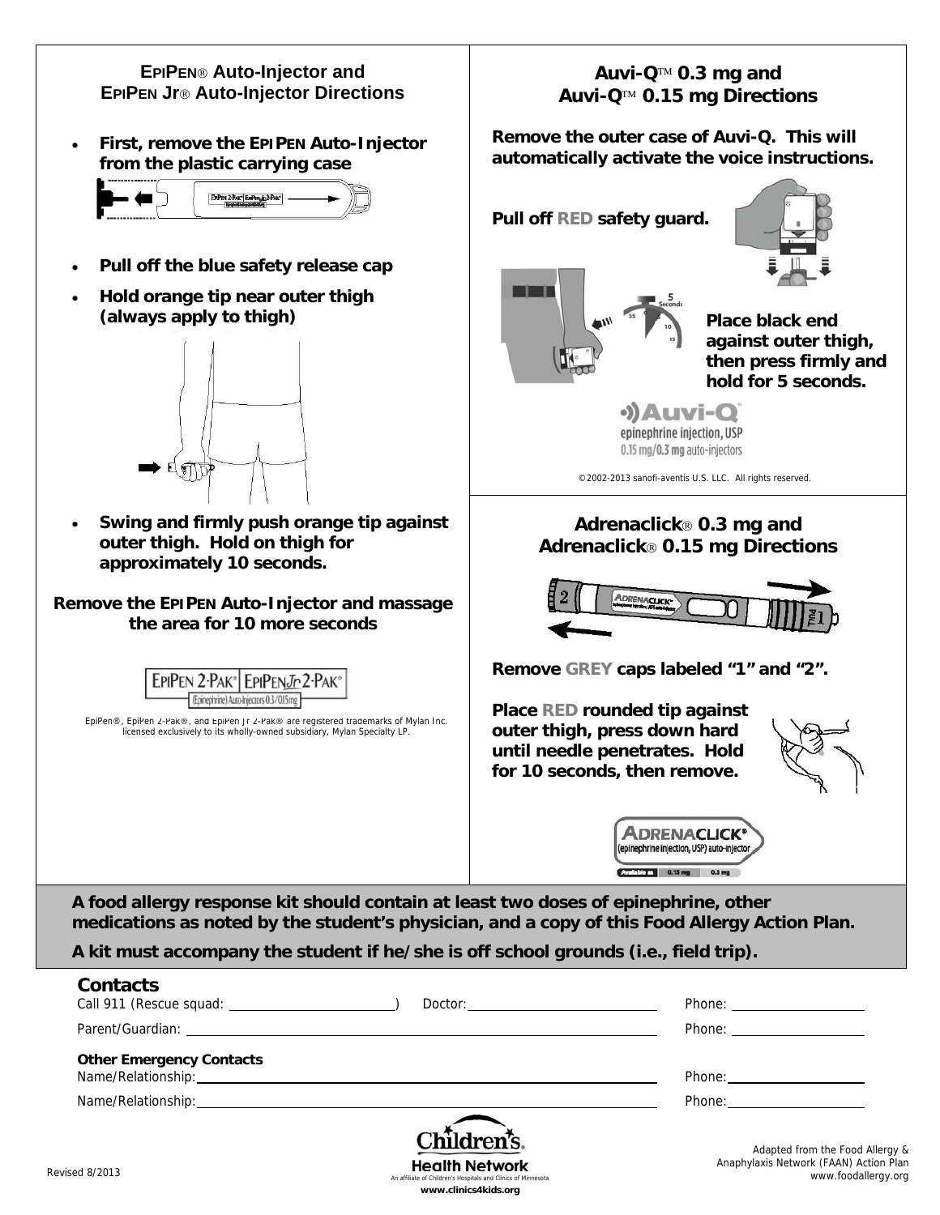## EpiPen® Auto-Injector and EpiPen Jr® Auto-Injector Directions

- **First, remove the EpiPen Auto-Injector from the plastic carrying case**
- **Pull off the blue safety release cap**
- **Hold orange tip near outer thigh (always apply to thigh)**
- **Swing and firmly push orange tip against outer thigh. Hold on thigh for approximately 10 seconds.**

**Remove the EpiPen Auto-Injector and massage the area for 10 more seconds**

EpiPen 2-Pak® | EpiPen Jr 2-Pak®
(Epinephrine) Auto-Injectors 0.3/0.15 mg

EpiPen®, EpiPen 2-Pak®, and EpiPen Jr 2-Pak® are registered trademarks of Mylan Inc. licensed exclusively to its wholly-owned subsidiary, Mylan Specialty LP.

## Auvi-Q™ 0.3 mg and Auvi-Q™ 0.15 mg Directions

**Remove the outer case of Auvi-Q. This will automatically activate the voice instructions.**

**Pull off RED safety guard.**

**Place black end against outer thigh, then press firmly and hold for 5 seconds.**

Auvi-Q
epinephrine injection, USP
0.15 mg/0.3 mg auto-injectors

©2002-2013 sanofi-aventis U.S. LLC. All rights reserved.

## Adrenaclick® 0.3 mg and Adrenaclick® 0.15 mg Directions

**Remove GREY caps labeled "1" and "2".**

**Place RED rounded tip against outer thigh, press down hard until needle penetrates. Hold for 10 seconds, then remove.**

Adrenaclick®
(epinephrine injection, USP) auto-injector
Available in 0.15 mg 0.3 mg

**A food allergy response kit should contain at least two doses of epinephrine, other medications as noted by the student's physician, and a copy of this Food Allergy Action Plan.**

**A kit must accompany the student if he/she is off school grounds (i.e., field trip).**

## Contacts

Call 911 (Rescue squad: ____________) Doctor: ____________ Phone: ____________

Parent/Guardian: ____________ Phone: ____________

**Other Emergency Contacts**

Name/Relationship: ____________ Phone: ____________

Name/Relationship: ____________ Phone: ____________

Revised 8/2013

Children's Health Network
An affiliate of Children's Hospitals and Clinics of Minnesota
www.clinics4kids.org

Adapted from the Food Allergy & Anaphylaxis Network (FAAN) Action Plan
www.foodallergy.org